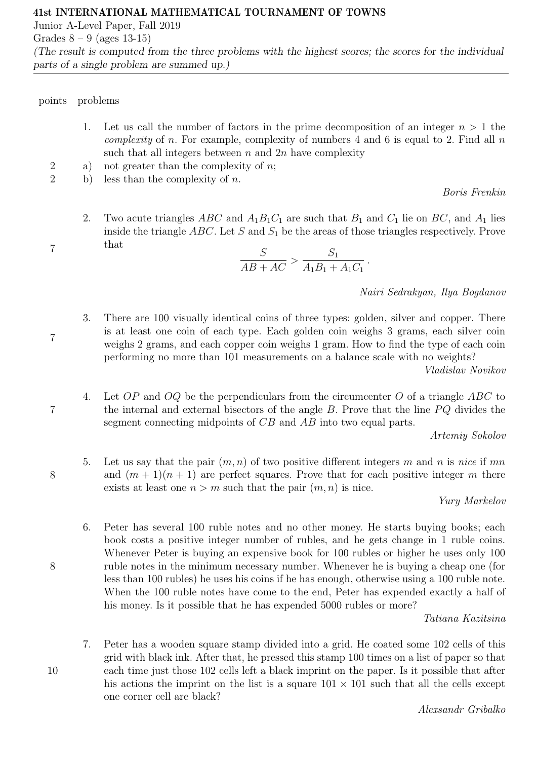**41st INTERNATIONAL MATHEMATICAL TOURNAMENT OF TOWNS**
Junior A-Level Paper, Fall 2019
Grades 8 – 9 (ages 13-15)
*(The result is computed from the three problems with the highest scores; the scores for the individual parts of a single problem are summed up.)*

---

| points | problems |
|---|---|

1. Let us call the number of factors in the prime decomposition of an integer $n > 1$ the *complexity* of $n$. For example, complexity of numbers 4 and 6 is equal to 2. Find all $n$ such that all integers between $n$ and $2n$ have complexity
   - (2 points) a) not greater than the complexity of $n$;
   - (2 points) b) less than the complexity of $n$.

   *Boris Frenkin*

2. (7 points) Two acute triangles $ABC$ and $A_1B_1C_1$ are such that $B_1$ and $C_1$ lie on $BC$, and $A_1$ lies inside the triangle $ABC$. Let $S$ and $S_1$ be the areas of those triangles respectively. Prove that
$$\frac{S}{AB + AC} > \frac{S_1}{A_1B_1 + A_1C_1}.$$

   *Nairi Sedrakyan, Ilya Bogdanov*

3. (7 points) There are 100 visually identical coins of three types: golden, silver and copper. There is at least one coin of each type. Each golden coin weighs 3 grams, each silver coin weighs 2 grams, and each copper coin weighs 1 gram. How to find the type of each coin performing no more than 101 measurements on a balance scale with no weights?

   *Vladislav Novikov*

4. (7 points) Let $OP$ and $OQ$ be the perpendiculars from the circumcenter $O$ of a triangle $ABC$ to the internal and external bisectors of the angle $B$. Prove that the line $PQ$ divides the segment connecting midpoints of $CB$ and $AB$ into two equal parts.

   *Artemiy Sokolov*

5. (8 points) Let us say that the pair $(m, n)$ of two positive different integers $m$ and $n$ is *nice* if $mn$ and $(m + 1)(n + 1)$ are perfect squares. Prove that for each positive integer $m$ there exists at least one $n > m$ such that the pair $(m, n)$ is nice.

   *Yury Markelov*

6. (8 points) Peter has several 100 ruble notes and no other money. He starts buying books; each book costs a positive integer number of rubles, and he gets change in 1 ruble coins. Whenever Peter is buying an expensive book for 100 rubles or higher he uses only 100 ruble notes in the minimum necessary number. Whenever he is buying a cheap one (for less than 100 rubles) he uses his coins if he has enough, otherwise using a 100 ruble note. When the 100 ruble notes have come to the end, Peter has expended exactly a half of his money. Is it possible that he has expended 5000 rubles or more?

   *Tatiana Kazitsina*

7. (10 points) Peter has a wooden square stamp divided into a grid. He coated some 102 cells of this grid with black ink. After that, he pressed this stamp 100 times on a list of paper so that each time just those 102 cells left a black imprint on the paper. Is it possible that after his actions the imprint on the list is a square $101 \times 101$ such that all the cells except one corner cell are black?

   *Alexsandr Gribalko*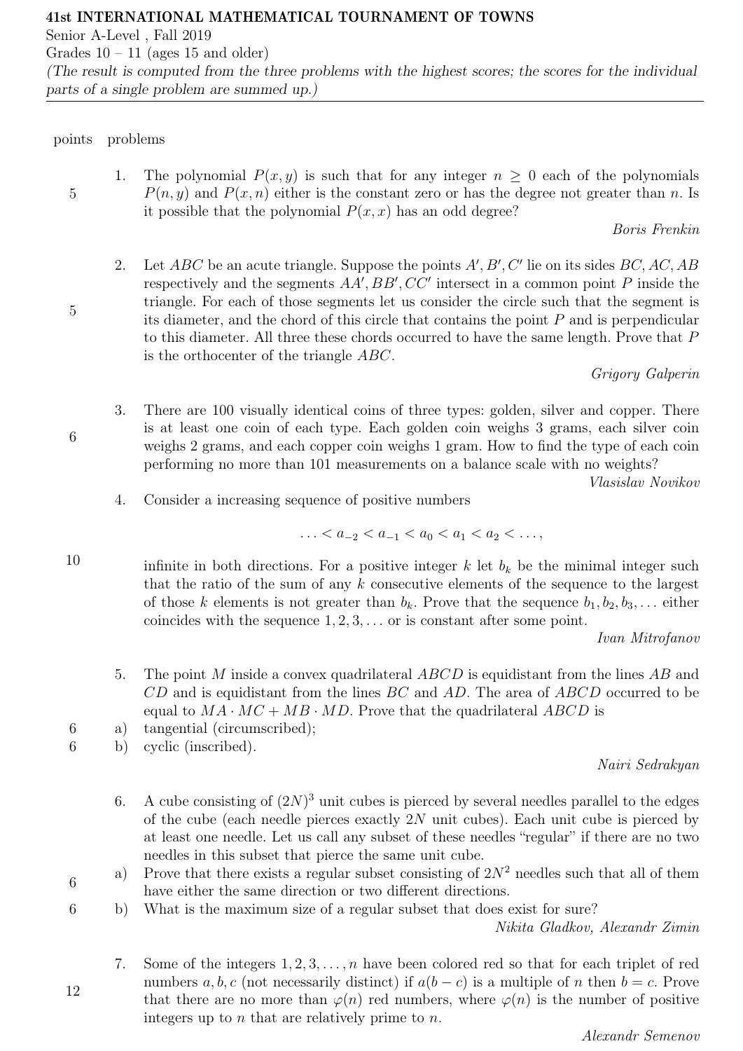**41st INTERNATIONAL MATHEMATICAL TOURNAMENT OF TOWNS**
Senior A-Level , Fall 2019
Grades 10 – 11 (ages 15 and older)
*(The result is computed from the three problems with the highest scores; the scores for the individual parts of a single problem are summed up.)*

| points | problems |
|---|---|
| 5 | 1. The polynomial $P(x, y)$ is such that for any integer $n \geq 0$ each of the polynomials $P(n, y)$ and $P(x, n)$ either is the constant zero or has the degree not greater than $n$. Is it possible that the polynomial $P(x, x)$ has an odd degree? *Boris Frenkin* |
| 5 | 2. Let $ABC$ be an acute triangle. Suppose the points $A', B', C'$ lie on its sides $BC, AC, AB$ respectively and the segments $AA', BB', CC'$ intersect in a common point $P$ inside the triangle. For each of those segments let us consider the circle such that the segment is its diameter, and the chord of this circle that contains the point $P$ and is perpendicular to this diameter. All three these chords occurred to have the same length. Prove that $P$ is the orthocenter of the triangle $ABC$. *Grigory Galperin* |
| 6 | 3. There are 100 visually identical coins of three types: golden, silver and copper. There is at least one coin of each type. Each golden coin weighs 3 grams, each silver coin weighs 2 grams, and each copper coin weighs 1 gram. How to find the type of each coin performing no more than 101 measurements on a balance scale with no weights? *Vlasislav Novikov* |
| 10 | 4. Consider a increasing sequence of positive numbers $$\ldots < a_{-2} < a_{-1} < a_0 < a_1 < a_2 < \ldots,$$ infinite in both directions. For a positive integer $k$ let $b_k$ be the minimal integer such that the ratio of the sum of any $k$ consecutive elements of the sequence to the largest of those $k$ elements is not greater than $b_k$. Prove that the sequence $b_1, b_2, b_3, \ldots$ either coincides with the sequence $1, 2, 3, \ldots$ or is constant after some point. *Ivan Mitrofanov* |
| | 5. The point $M$ inside a convex quadrilateral $ABCD$ is equidistant from the lines $AB$ and $CD$ and is equidistant from the lines $BC$ and $AD$. The area of $ABCD$ occurred to be equal to $MA \cdot MC + MB \cdot MD$. Prove that the quadrilateral $ABCD$ is |
| 6 | a) tangential (circumscribed); |
| 6 | b) cyclic (inscribed). *Nairi Sedrakyan* |
| | 6. A cube consisting of $(2N)^3$ unit cubes is pierced by several needles parallel to the edges of the cube (each needle pierces exactly $2N$ unit cubes). Each unit cube is pierced by at least one needle. Let us call any subset of these needles "regular" if there are no two needles in this subset that pierce the same unit cube. |
| 6 | a) Prove that there exists a regular subset consisting of $2N^2$ needles such that all of them have either the same direction or two different directions. |
| 6 | b) What is the maximum size of a regular subset that does exist for sure? *Nikita Gladkov, Alexandr Zimin* |
| 12 | 7. Some of the integers $1, 2, 3, \ldots, n$ have been colored red so that for each triplet of red numbers $a, b, c$ (not necessarily distinct) if $a(b - c)$ is a multiple of $n$ then $b = c$. Prove that there are no more than $\varphi(n)$ red numbers, where $\varphi(n)$ is the number of positive integers up to $n$ that are relatively prime to $n$. *Alexandr Semenov* |